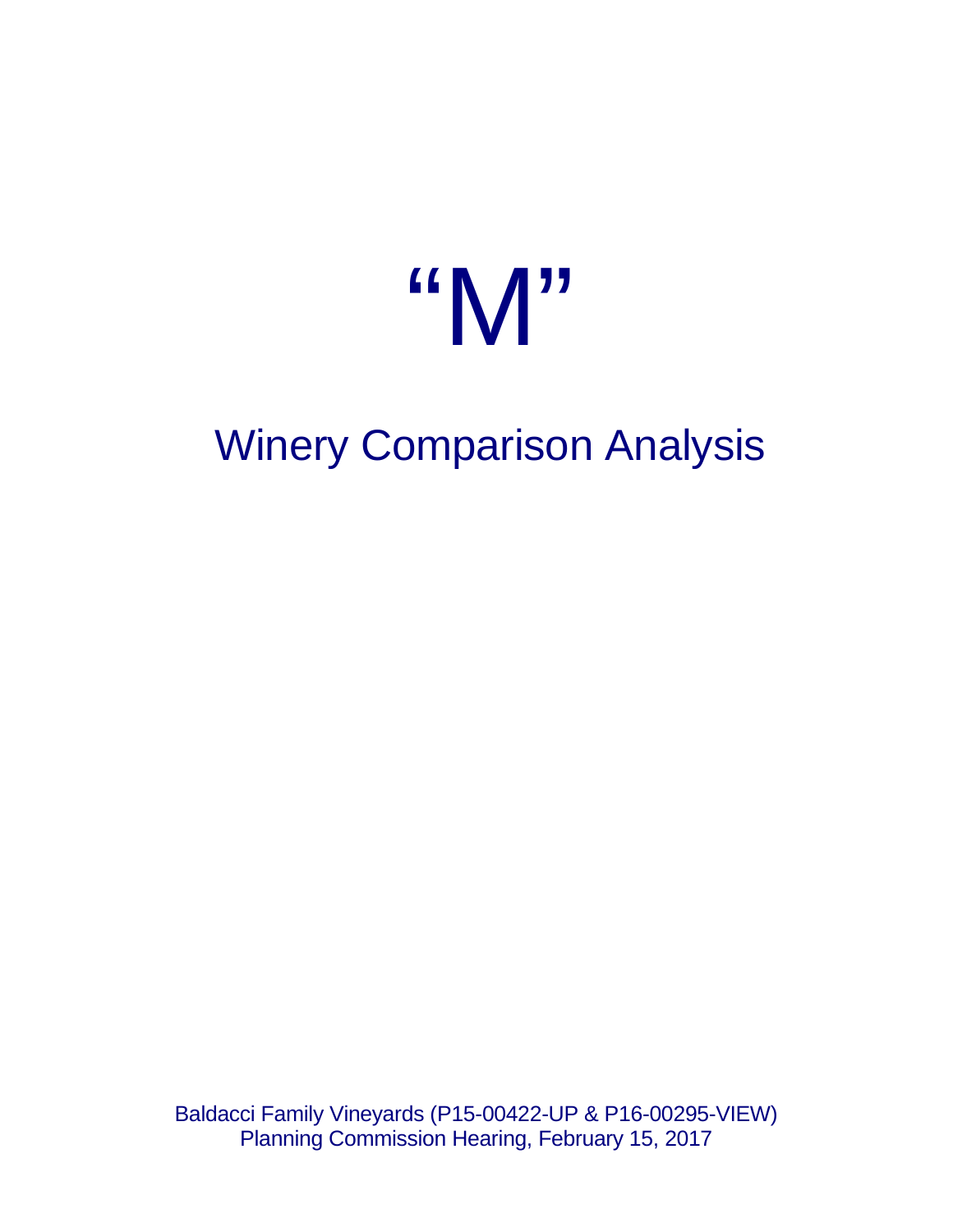# “M”

## Winery Comparison Analysis

Baldacci Family Vineyards (P15-00422-UP & P16-00295-VIEW)
Planning Commission Hearing, February 15, 2017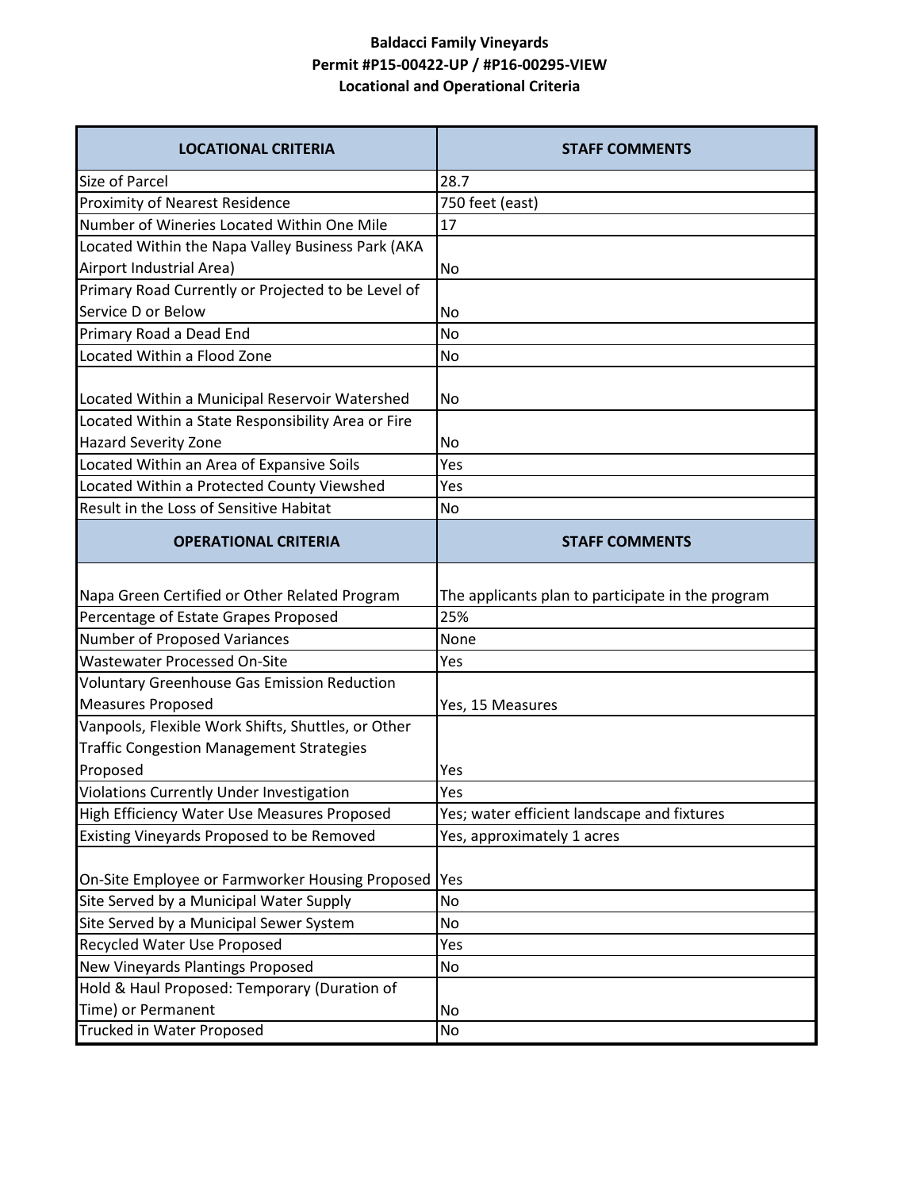**Baldacci Family Vineyards**
**Permit #P15-00422-UP / #P16-00295-VIEW**
**Locational and Operational Criteria**

| LOCATIONAL CRITERIA | STAFF COMMENTS |
|---|---|
| Size of Parcel | 28.7 |
| Proximity of Nearest Residence | 750 feet (east) |
| Number of Wineries Located Within One Mile | 17 |
| Located Within the Napa Valley Business Park (AKA Airport Industrial Area) | No |
| Primary Road Currently or Projected to be Level of Service D or Below | No |
| Primary Road a Dead End | No |
| Located Within a Flood Zone | No |
| Located Within a Municipal Reservoir Watershed | No |
| Located Within a State Responsibility Area or Fire Hazard Severity Zone | No |
| Located Within an Area of Expansive Soils | Yes |
| Located Within a Protected County Viewshed | Yes |
| Result in the Loss of Sensitive Habitat | No |
| **OPERATIONAL CRITERIA** | **STAFF COMMENTS** |
| Napa Green Certified or Other Related Program | The applicants plan to participate in the program |
| Percentage of Estate Grapes Proposed | 25% |
| Number of Proposed Variances | None |
| Wastewater Processed On-Site | Yes |
| Voluntary Greenhouse Gas Emission Reduction Measures Proposed | Yes, 15 Measures |
| Vanpools, Flexible Work Shifts, Shuttles, or Other Traffic Congestion Management Strategies Proposed | Yes |
| Violations Currently Under Investigation | Yes |
| High Efficiency Water Use Measures Proposed | Yes; water efficient landscape and fixtures |
| Existing Vineyards Proposed to be Removed | Yes, approximately 1 acres |
| On-Site Employee or Farmworker Housing Proposed | Yes |
| Site Served by a Municipal Water Supply | No |
| Site Served by a Municipal Sewer System | No |
| Recycled Water Use Proposed | Yes |
| New Vineyards Plantings Proposed | No |
| Hold & Haul Proposed: Temporary (Duration of Time) or Permanent | No |
| Trucked in Water Proposed | No |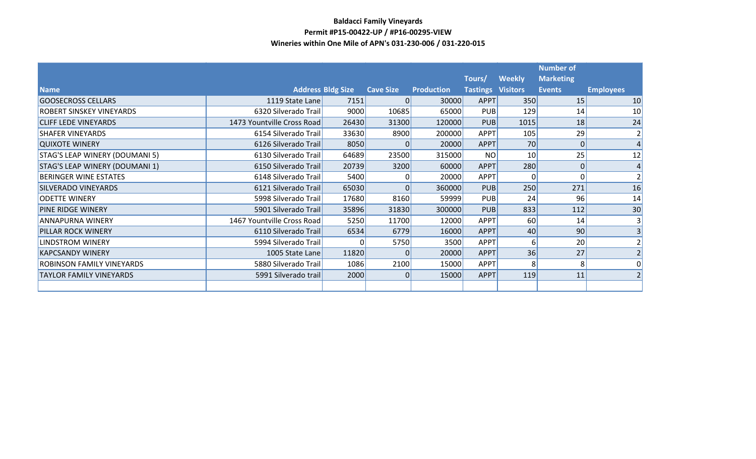**Baldacci Family Vineyards**
**Permit #P15-00422-UP / #P16-00295-VIEW**
**Wineries within One Mile of APN's 031-230-006 / 031-220-015**

| Name | Address | Bldg Size | Cave Size | Production | Tours/ Tastings | Weekly Visitors | Number of Marketing Events | Employees |
|---|---|---|---|---|---|---|---|---|
| GOOSECROSS CELLARS | 1119 State Lane | 7151 | 0 | 30000 | APPT | 350 | 15 | 10 |
| ROBERT SINSKEY VINEYARDS | 6320 Silverado Trail | 9000 | 10685 | 65000 | PUB | 129 | 14 | 10 |
| CLIFF LEDE VINEYARDS | 1473 Yountville Cross Road | 26430 | 31300 | 120000 | PUB | 1015 | 18 | 24 |
| SHAFER VINEYARDS | 6154 Silverado Trail | 33630 | 8900 | 200000 | APPT | 105 | 29 | 2 |
| QUIXOTE WINERY | 6126 Silverado Trail | 8050 | 0 | 20000 | APPT | 70 | 0 | 4 |
| STAG'S LEAP WINERY (DOUMANI 5) | 6130 Silverado Trail | 64689 | 23500 | 315000 | NO | 10 | 25 | 12 |
| STAG'S LEAP WINERY (DOUMANI 1) | 6150 Silverado Trail | 20739 | 3200 | 60000 | APPT | 280 | 0 | 4 |
| BERINGER WINE ESTATES | 6148 Silverado Trail | 5400 | 0 | 20000 | APPT | 0 | 0 | 2 |
| SILVERADO VINEYARDS | 6121 Silverado Trail | 65030 | 0 | 360000 | PUB | 250 | 271 | 16 |
| ODETTE WINERY | 5998 Silverado Trail | 17680 | 8160 | 59999 | PUB | 24 | 96 | 14 |
| PINE RIDGE WINERY | 5901 Silverado Trail | 35896 | 31830 | 300000 | PUB | 833 | 112 | 30 |
| ANNAPURNA WINERY | 1467 Yountville Cross Road | 5250 | 11700 | 12000 | APPT | 60 | 14 | 3 |
| PILLAR ROCK WINERY | 6110 Silverado Trail | 6534 | 6779 | 16000 | APPT | 40 | 90 | 3 |
| LINDSTROM WINERY | 5994 Silverado Trail | 0 | 5750 | 3500 | APPT | 6 | 20 | 2 |
| KAPCSANDY WINERY | 1005 State Lane | 11820 | 0 | 20000 | APPT | 36 | 27 | 2 |
| ROBINSON FAMILY VINEYARDS | 5880 Silverado Trail | 1086 | 2100 | 15000 | APPT | 8 | 8 | 0 |
| TAYLOR FAMILY VINEYARDS | 5991 Silverado trail | 2000 | 0 | 15000 | APPT | 119 | 11 | 2 |
| | | | | | | | | |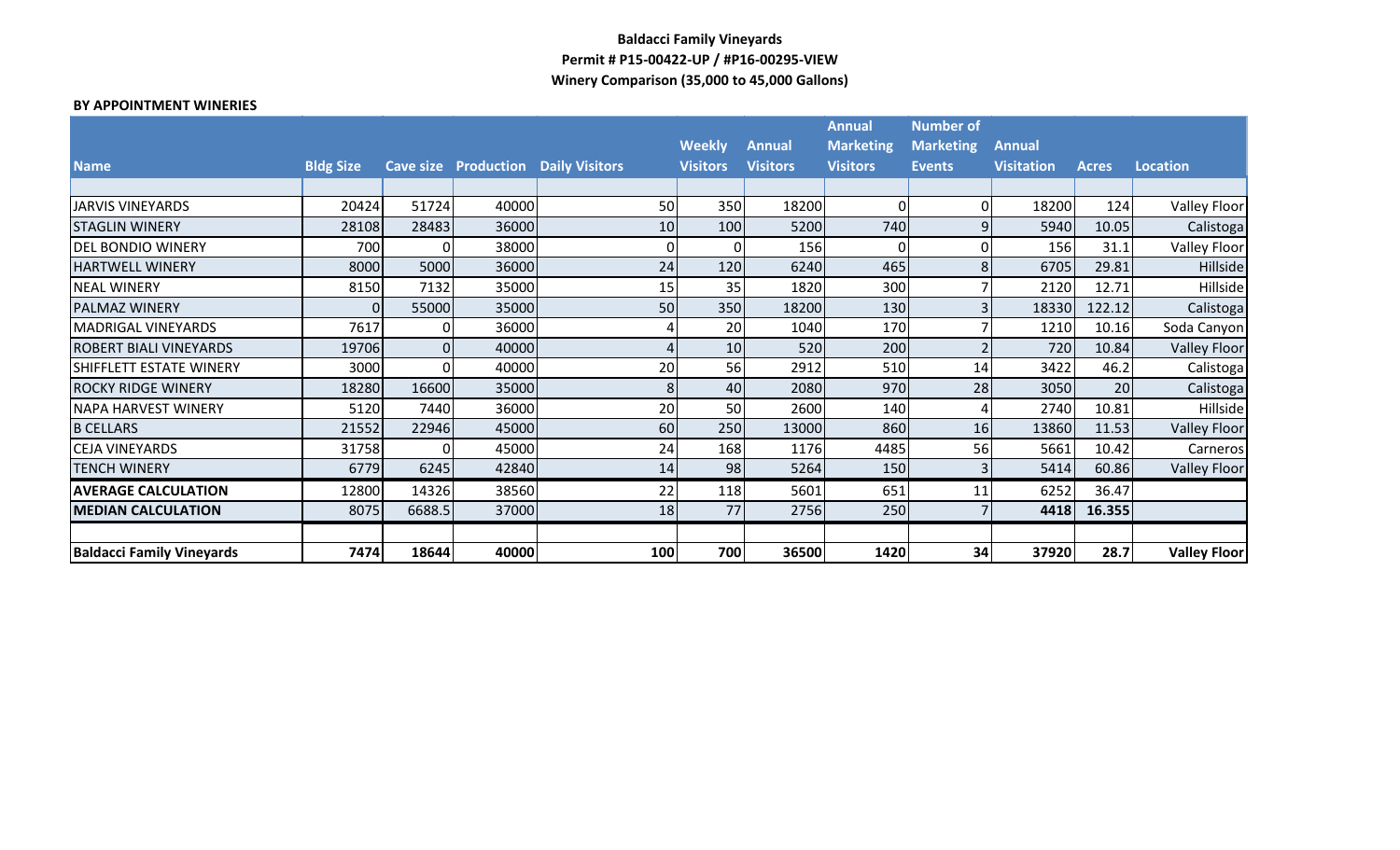**Baldacci Family Vineyards**
**Permit # P15-00422-UP / #P16-00295-VIEW**
**Winery Comparison (35,000 to 45,000 Gallons)**

**BY APPOINTMENT WINERIES**

| Name | Bldg Size | Cave size | Production | Daily Visitors | Weekly Visitors | Annual Visitors | Annual Marketing Visitors | Number of Marketing Events | Annual Visitation | Acres | Location |
|---|---|---|---|---|---|---|---|---|---|---|---|
| | | | | | | | | | | | |
| JARVIS VINEYARDS | 20424 | 51724 | 40000 | 50 | 350 | 18200 | 0 | 0 | 18200 | 124 | Valley Floor |
| STAGLIN WINERY | 28108 | 28483 | 36000 | 10 | 100 | 5200 | 740 | 9 | 5940 | 10.05 | Calistoga |
| DEL BONDIO WINERY | 700 | 0 | 38000 | 0 | 0 | 156 | 0 | 0 | 156 | 31.1 | Valley Floor |
| HARTWELL WINERY | 8000 | 5000 | 36000 | 24 | 120 | 6240 | 465 | 8 | 6705 | 29.81 | Hillside |
| NEAL WINERY | 8150 | 7132 | 35000 | 15 | 35 | 1820 | 300 | 7 | 2120 | 12.71 | Hillside |
| PALMAZ WINERY | 0 | 55000 | 35000 | 50 | 350 | 18200 | 130 | 3 | 18330 | 122.12 | Calistoga |
| MADRIGAL VINEYARDS | 7617 | 0 | 36000 | 4 | 20 | 1040 | 170 | 7 | 1210 | 10.16 | Soda Canyon |
| ROBERT BIALI VINEYARDS | 19706 | 0 | 40000 | 4 | 10 | 520 | 200 | 2 | 720 | 10.84 | Valley Floor |
| SHIFFLETT ESTATE WINERY | 3000 | 0 | 40000 | 20 | 56 | 2912 | 510 | 14 | 3422 | 46.2 | Calistoga |
| ROCKY RIDGE WINERY | 18280 | 16600 | 35000 | 8 | 40 | 2080 | 970 | 28 | 3050 | 20 | Calistoga |
| NAPA HARVEST WINERY | 5120 | 7440 | 36000 | 20 | 50 | 2600 | 140 | 4 | 2740 | 10.81 | Hillside |
| B CELLARS | 21552 | 22946 | 45000 | 60 | 250 | 13000 | 860 | 16 | 13860 | 11.53 | Valley Floor |
| CEJA VINEYARDS | 31758 | 0 | 45000 | 24 | 168 | 1176 | 4485 | 56 | 5661 | 10.42 | Carneros |
| TENCH WINERY | 6779 | 6245 | 42840 | 14 | 98 | 5264 | 150 | 3 | 5414 | 60.86 | Valley Floor |
| **AVERAGE CALCULATION** | 12800 | 14326 | 38560 | 22 | 118 | 5601 | 651 | 11 | 6252 | 36.47 | |
| **MEDIAN CALCULATION** | 8075 | 6688.5 | 37000 | 18 | 77 | 2756 | 250 | 7 | **4418** | **16.355** | |
| | | | | | | | | | | | |
| **Baldacci Family Vineyards** | **7474** | **18644** | **40000** | **100** | **700** | **36500** | **1420** | **34** | **37920** | **28.7** | **Valley Floor** |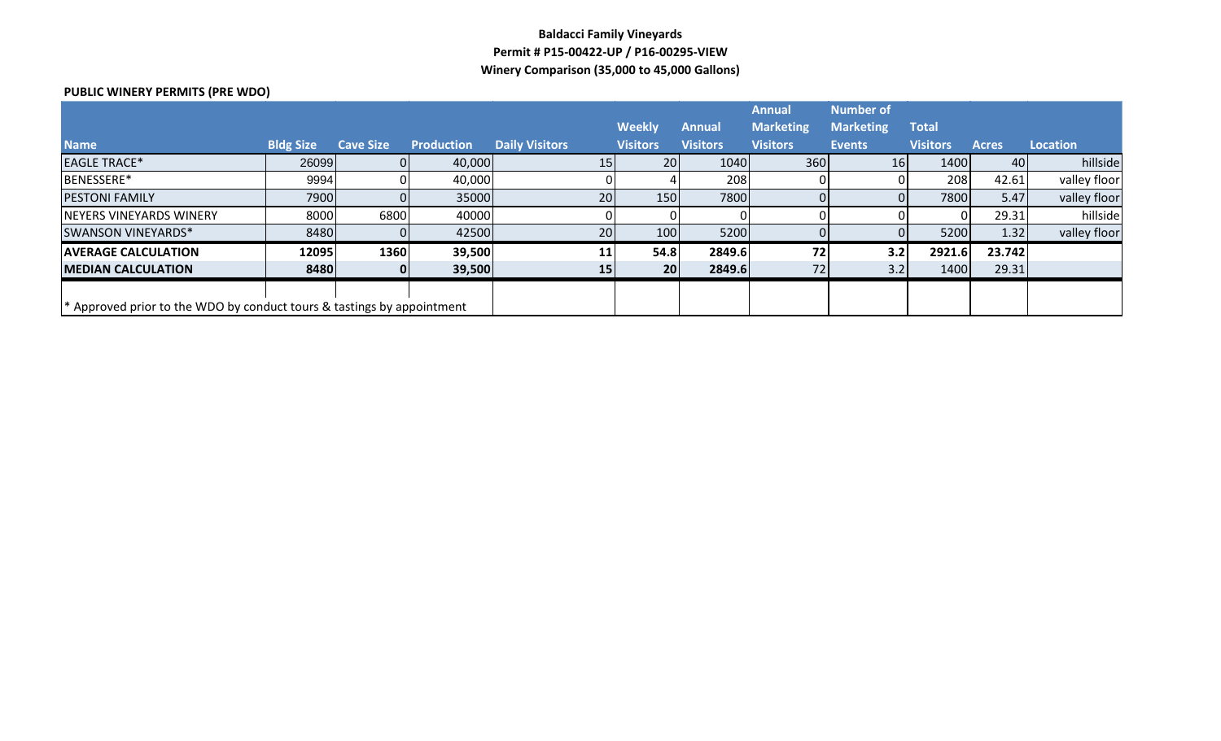**Baldacci Family Vineyards**
**Permit # P15-00422-UP / P16-00295-VIEW**
**Winery Comparison (35,000 to 45,000 Gallons)**

**PUBLIC WINERY PERMITS (PRE WDO)**

| Name | Bldg Size | Cave Size | Production | Daily Visitors | Weekly Visitors | Annual Visitors | Annual Marketing Visitors | Number of Marketing Events | Total Visitors | Acres | Location |
|---|---|---|---|---|---|---|---|---|---|---|---|
| EAGLE TRACE* | 26099 | 0 | 40,000 | 15 | 20 | 1040 | 360 | 16 | 1400 | 40 | hillside |
| BENESSERE* | 9994 | 0 | 40,000 | 0 | 4 | 208 | 0 | 0 | 208 | 42.61 | valley floor |
| PESTONI FAMILY | 7900 | 0 | 35000 | 20 | 150 | 7800 | 0 | 0 | 7800 | 5.47 | valley floor |
| NEYERS VINEYARDS WINERY | 8000 | 6800 | 40000 | 0 | 0 | 0 | 0 | 0 | 0 | 29.31 | hillside |
| SWANSON VINEYARDS* | 8480 | 0 | 42500 | 20 | 100 | 5200 | 0 | 0 | 5200 | 1.32 | valley floor |
| **AVERAGE CALCULATION** | **12095** | **1360** | **39,500** | **11** | **54.8** | **2849.6** | **72** | **3.2** | **2921.6** | **23.742** | |
| **MEDIAN CALCULATION** | **8480** | **0** | **39,500** | **15** | **20** | **2849.6** | 72 | 3.2 | 1400 | 29.31 | |

* Approved prior to the WDO by conduct tours & tastings by appointment